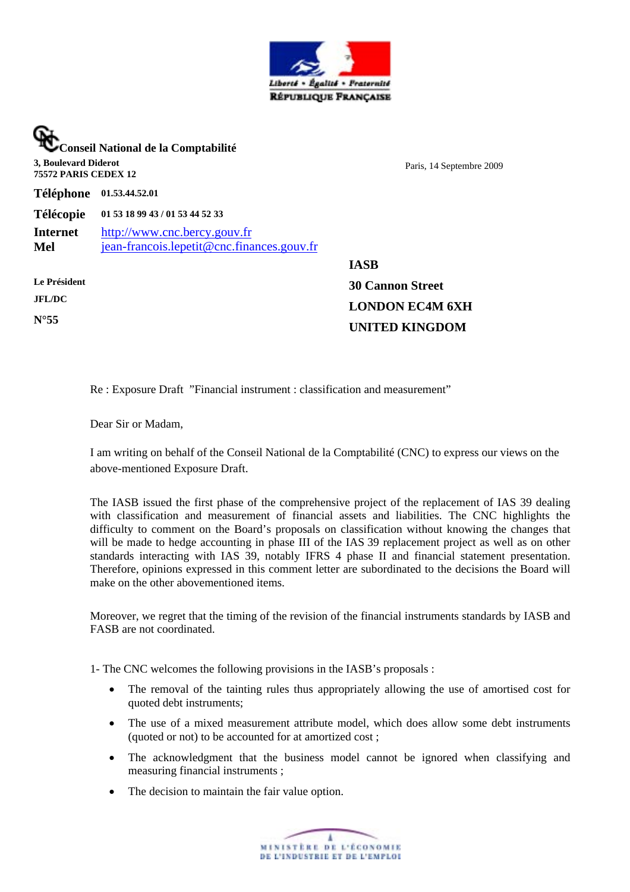Liberté • Égalité • Fraternité
RÉPUBLIQUE FRANÇAISE

**Conseil National de la Comptabilité**

**3, Boulevard Diderot**
**75572 PARIS CEDEX 12**

Paris, 14 Septembre 2009

**Téléphone** **01.53.44.52.01**

**Télécopie** **01 53 18 99 43 / 01 53 44 52 33**

**Internet** http://www.cnc.bercy.gouv.fr
**Mel** jean-francois.lepetit@cnc.finances.gouv.fr

**Le Président**

**JFL/DC**

**N°55**

**IASB**
**30 Cannon Street**
**LONDON EC4M 6XH**
**UNITED KINGDOM**

Re : Exposure Draft "Financial instrument : classification and measurement"

Dear Sir or Madam,

I am writing on behalf of the Conseil National de la Comptabilité (CNC) to express our views on the above-mentioned Exposure Draft.

The IASB issued the first phase of the comprehensive project of the replacement of IAS 39 dealing with classification and measurement of financial assets and liabilities. The CNC highlights the difficulty to comment on the Board's proposals on classification without knowing the changes that will be made to hedge accounting in phase III of the IAS 39 replacement project as well as on other standards interacting with IAS 39, notably IFRS 4 phase II and financial statement presentation. Therefore, opinions expressed in this comment letter are subordinated to the decisions the Board will make on the other abovementioned items.

Moreover, we regret that the timing of the revision of the financial instruments standards by IASB and FASB are not coordinated.

1- The CNC welcomes the following provisions in the IASB's proposals :

- The removal of the tainting rules thus appropriately allowing the use of amortised cost for quoted debt instruments;
- The use of a mixed measurement attribute model, which does allow some debt instruments (quoted or not) to be accounted for at amortized cost ;
- The acknowledgment that the business model cannot be ignored when classifying and measuring financial instruments ;
- The decision to maintain the fair value option.

MINISTÈRE DE L'ÉCONOMIE
DE L'INDUSTRIE ET DE L'EMPLOI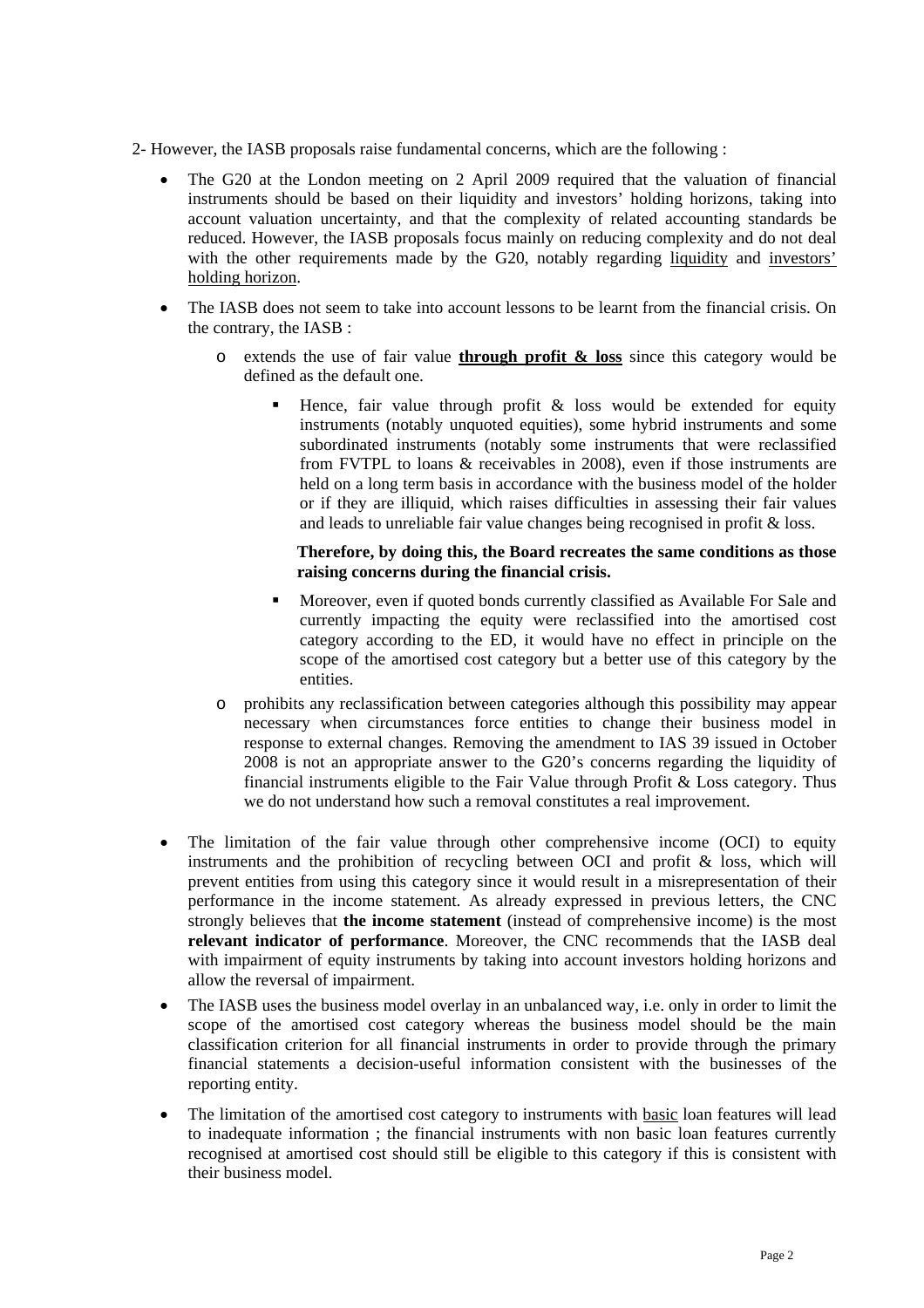2- However, the IASB proposals raise fundamental concerns, which are the following :

- The G20 at the London meeting on 2 April 2009 required that the valuation of financial instruments should be based on their liquidity and investors' holding horizons, taking into account valuation uncertainty, and that the complexity of related accounting standards be reduced. However, the IASB proposals focus mainly on reducing complexity and do not deal with the other requirements made by the G20, notably regarding <u>liquidity</u> and <u>investors' holding horizon</u>.

- The IASB does not seem to take into account lessons to be learnt from the financial crisis. On the contrary, the IASB :
    - extends the use of fair value **<u>through profit & loss</u>** since this category would be defined as the default one.
        - Hence, fair value through profit & loss would be extended for equity instruments (notably unquoted equities), some hybrid instruments and some subordinated instruments (notably some instruments that were reclassified from FVTPL to loans & receivables in 2008), even if those instruments are held on a long term basis in accordance with the business model of the holder or if they are illiquid, which raises difficulties in assessing their fair values and leads to unreliable fair value changes being recognised in profit & loss.

          **Therefore, by doing this, the Board recreates the same conditions as those raising concerns during the financial crisis.**

        - Moreover, even if quoted bonds currently classified as Available For Sale and currently impacting the equity were reclassified into the amortised cost category according to the ED, it would have no effect in principle on the scope of the amortised cost category but a better use of this category by the entities.
    - prohibits any reclassification between categories although this possibility may appear necessary when circumstances force entities to change their business model in response to external changes. Removing the amendment to IAS 39 issued in October 2008 is not an appropriate answer to the G20's concerns regarding the liquidity of financial instruments eligible to the Fair Value through Profit & Loss category. Thus we do not understand how such a removal constitutes a real improvement.

- The limitation of the fair value through other comprehensive income (OCI) to equity instruments and the prohibition of recycling between OCI and profit & loss, which will prevent entities from using this category since it would result in a misrepresentation of their performance in the income statement. As already expressed in previous letters, the CNC strongly believes that **the income statement** (instead of comprehensive income) is the most **relevant indicator of performance**. Moreover, the CNC recommends that the IASB deal with impairment of equity instruments by taking into account investors holding horizons and allow the reversal of impairment.

- The IASB uses the business model overlay in an unbalanced way, i.e. only in order to limit the scope of the amortised cost category whereas the business model should be the main classification criterion for all financial instruments in order to provide through the primary financial statements a decision-useful information consistent with the businesses of the reporting entity.

- The limitation of the amortised cost category to instruments with <u>basic</u> loan features will lead to inadequate information ; the financial instruments with non basic loan features currently recognised at amortised cost should still be eligible to this category if this is consistent with their business model.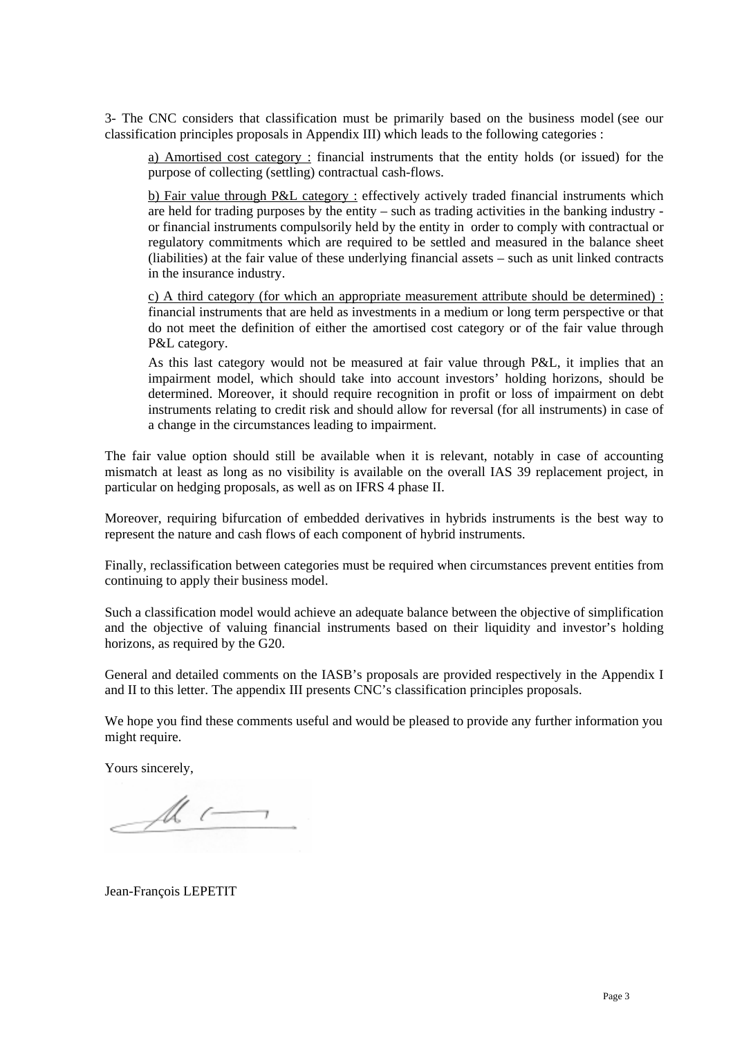3- The CNC considers that classification must be primarily based on the business model (see our classification principles proposals in Appendix III) which leads to the following categories :

> a) Amortised cost category : financial instruments that the entity holds (or issued) for the purpose of collecting (settling) contractual cash-flows.
>
> b) Fair value through P&L category : effectively actively traded financial instruments which are held for trading purposes by the entity – such as trading activities in the banking industry - or financial instruments compulsorily held by the entity in order to comply with contractual or regulatory commitments which are required to be settled and measured in the balance sheet (liabilities) at the fair value of these underlying financial assets – such as unit linked contracts in the insurance industry.
>
> c) A third category (for which an appropriate measurement attribute should be determined) : financial instruments that are held as investments in a medium or long term perspective or that do not meet the definition of either the amortised cost category or of the fair value through P&L category.
>
> As this last category would not be measured at fair value through P&L, it implies that an impairment model, which should take into account investors' holding horizons, should be determined. Moreover, it should require recognition in profit or loss of impairment on debt instruments relating to credit risk and should allow for reversal (for all instruments) in case of a change in the circumstances leading to impairment.

The fair value option should still be available when it is relevant, notably in case of accounting mismatch at least as long as no visibility is available on the overall IAS 39 replacement project, in particular on hedging proposals, as well as on IFRS 4 phase II.

Moreover, requiring bifurcation of embedded derivatives in hybrids instruments is the best way to represent the nature and cash flows of each component of hybrid instruments.

Finally, reclassification between categories must be required when circumstances prevent entities from continuing to apply their business model.

Such a classification model would achieve an adequate balance between the objective of simplification and the objective of valuing financial instruments based on their liquidity and investor's holding horizons, as required by the G20.

General and detailed comments on the IASB's proposals are provided respectively in the Appendix I and II to this letter. The appendix III presents CNC's classification principles proposals.

We hope you find these comments useful and would be pleased to provide any further information you might require.

Yours sincerely,

Jean-François LEPETIT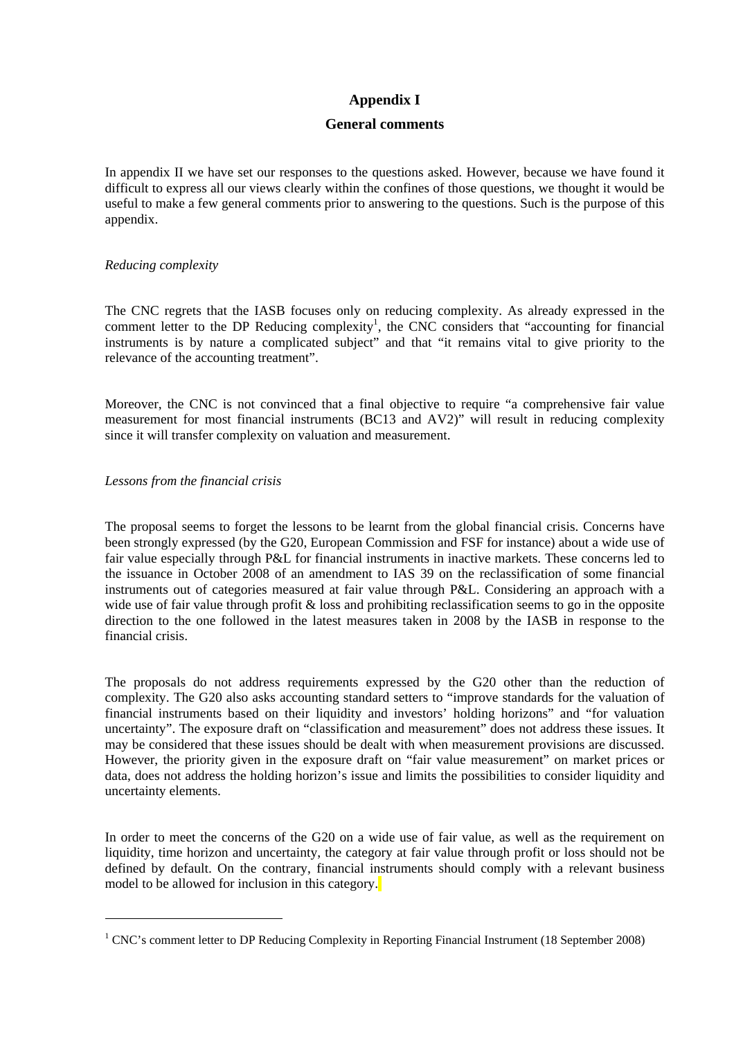# Appendix I

## General comments

In appendix II we have set our responses to the questions asked. However, because we have found it difficult to express all our views clearly within the confines of those questions, we thought it would be useful to make a few general comments prior to answering to the questions. Such is the purpose of this appendix.

*Reducing complexity*

The CNC regrets that the IASB focuses only on reducing complexity. As already expressed in the comment letter to the DP Reducing complexity[1], the CNC considers that "accounting for financial instruments is by nature a complicated subject" and that "it remains vital to give priority to the relevance of the accounting treatment".

Moreover, the CNC is not convinced that a final objective to require "a comprehensive fair value measurement for most financial instruments (BC13 and AV2)" will result in reducing complexity since it will transfer complexity on valuation and measurement.

*Lessons from the financial crisis*

The proposal seems to forget the lessons to be learnt from the global financial crisis. Concerns have been strongly expressed (by the G20, European Commission and FSF for instance) about a wide use of fair value especially through P&L for financial instruments in inactive markets. These concerns led to the issuance in October 2008 of an amendment to IAS 39 on the reclassification of some financial instruments out of categories measured at fair value through P&L. Considering an approach with a wide use of fair value through profit & loss and prohibiting reclassification seems to go in the opposite direction to the one followed in the latest measures taken in 2008 by the IASB in response to the financial crisis.

The proposals do not address requirements expressed by the G20 other than the reduction of complexity. The G20 also asks accounting standard setters to "improve standards for the valuation of financial instruments based on their liquidity and investors' holding horizons" and "for valuation uncertainty". The exposure draft on "classification and measurement" does not address these issues. It may be considered that these issues should be dealt with when measurement provisions are discussed. However, the priority given in the exposure draft on "fair value measurement" on market prices or data, does not address the holding horizon's issue and limits the possibilities to consider liquidity and uncertainty elements.

In order to meet the concerns of the G20 on a wide use of fair value, as well as the requirement on liquidity, time horizon and uncertainty, the category at fair value through profit or loss should not be defined by default. On the contrary, financial instruments should comply with a relevant business model to be allowed for inclusion in this category.

[1] CNC's comment letter to DP Reducing Complexity in Reporting Financial Instrument (18 September 2008)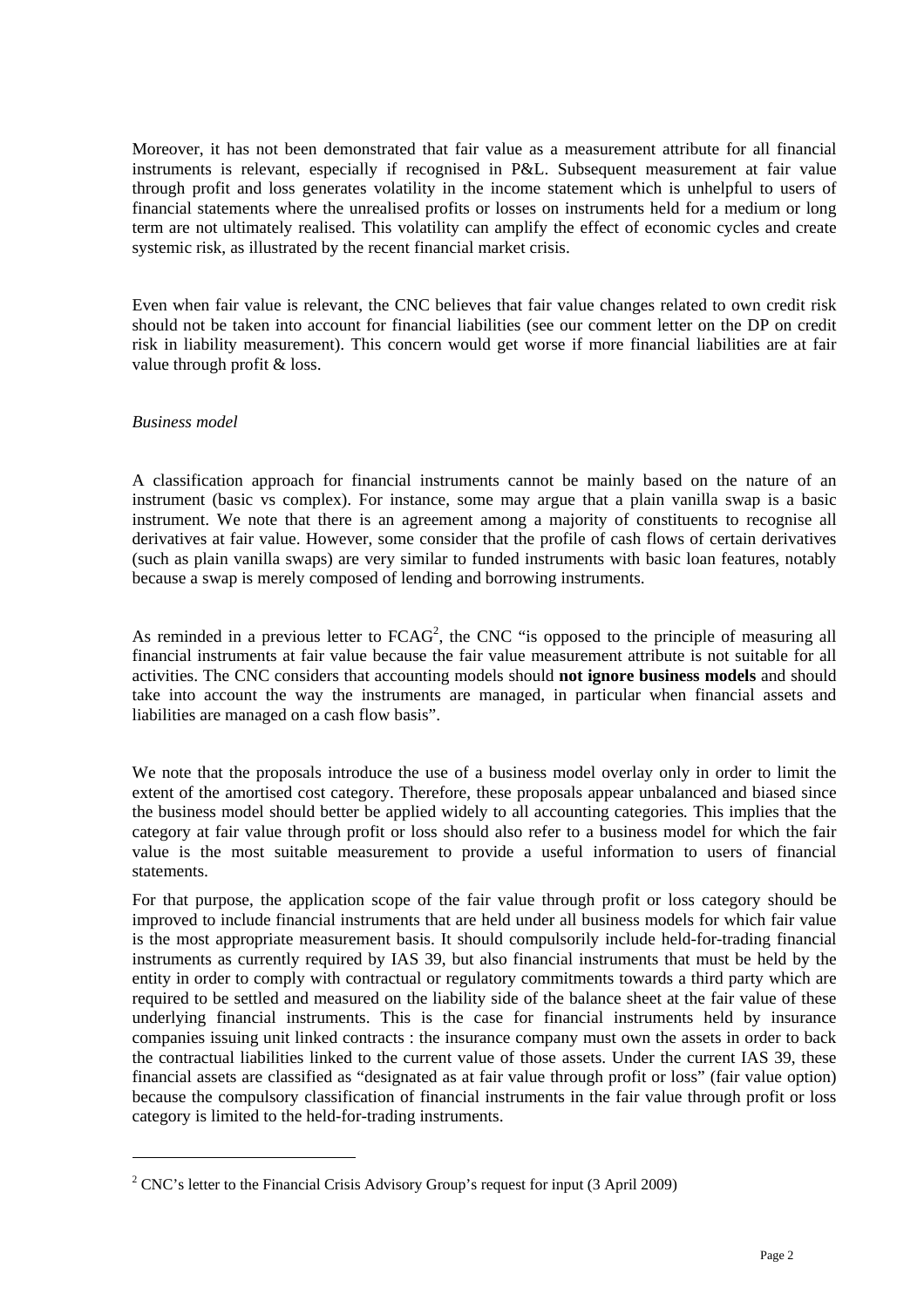Moreover, it has not been demonstrated that fair value as a measurement attribute for all financial instruments is relevant, especially if recognised in P&L. Subsequent measurement at fair value through profit and loss generates volatility in the income statement which is unhelpful to users of financial statements where the unrealised profits or losses on instruments held for a medium or long term are not ultimately realised. This volatility can amplify the effect of economic cycles and create systemic risk, as illustrated by the recent financial market crisis.

Even when fair value is relevant, the CNC believes that fair value changes related to own credit risk should not be taken into account for financial liabilities (see our comment letter on the DP on credit risk in liability measurement). This concern would get worse if more financial liabilities are at fair value through profit & loss.

*Business model*

A classification approach for financial instruments cannot be mainly based on the nature of an instrument (basic vs complex). For instance, some may argue that a plain vanilla swap is a basic instrument. We note that there is an agreement among a majority of constituents to recognise all derivatives at fair value. However, some consider that the profile of cash flows of certain derivatives (such as plain vanilla swaps) are very similar to funded instruments with basic loan features, notably because a swap is merely composed of lending and borrowing instruments.

As reminded in a previous letter to FCAG[2], the CNC "is opposed to the principle of measuring all financial instruments at fair value because the fair value measurement attribute is not suitable for all activities. The CNC considers that accounting models should **not ignore business models** and should take into account the way the instruments are managed, in particular when financial assets and liabilities are managed on a cash flow basis".

We note that the proposals introduce the use of a business model overlay only in order to limit the extent of the amortised cost category. Therefore, these proposals appear unbalanced and biased since the business model should better be applied widely to all accounting categories. This implies that the category at fair value through profit or loss should also refer to a business model for which the fair value is the most suitable measurement to provide a useful information to users of financial statements.

For that purpose, the application scope of the fair value through profit or loss category should be improved to include financial instruments that are held under all business models for which fair value is the most appropriate measurement basis. It should compulsorily include held-for-trading financial instruments as currently required by IAS 39, but also financial instruments that must be held by the entity in order to comply with contractual or regulatory commitments towards a third party which are required to be settled and measured on the liability side of the balance sheet at the fair value of these underlying financial instruments. This is the case for financial instruments held by insurance companies issuing unit linked contracts : the insurance company must own the assets in order to back the contractual liabilities linked to the current value of those assets. Under the current IAS 39, these financial assets are classified as "designated as at fair value through profit or loss" (fair value option) because the compulsory classification of financial instruments in the fair value through profit or loss category is limited to the held-for-trading instruments.

[2] CNC's letter to the Financial Crisis Advisory Group's request for input (3 April 2009)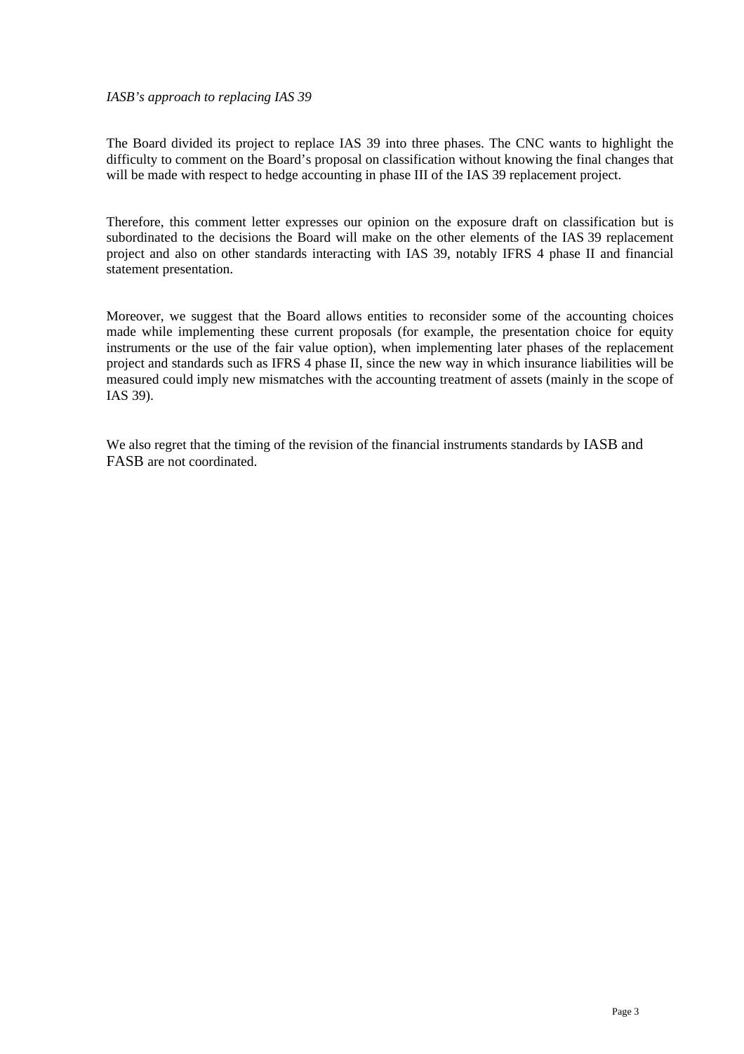*IASB's approach to replacing IAS 39*

The Board divided its project to replace IAS 39 into three phases. The CNC wants to highlight the difficulty to comment on the Board's proposal on classification without knowing the final changes that will be made with respect to hedge accounting in phase III of the IAS 39 replacement project.

Therefore, this comment letter expresses our opinion on the exposure draft on classification but is subordinated to the decisions the Board will make on the other elements of the IAS 39 replacement project and also on other standards interacting with IAS 39, notably IFRS 4 phase II and financial statement presentation.

Moreover, we suggest that the Board allows entities to reconsider some of the accounting choices made while implementing these current proposals (for example, the presentation choice for equity instruments or the use of the fair value option), when implementing later phases of the replacement project and standards such as IFRS 4 phase II, since the new way in which insurance liabilities will be measured could imply new mismatches with the accounting treatment of assets (mainly in the scope of IAS 39).

We also regret that the timing of the revision of the financial instruments standards by IASB and FASB are not coordinated.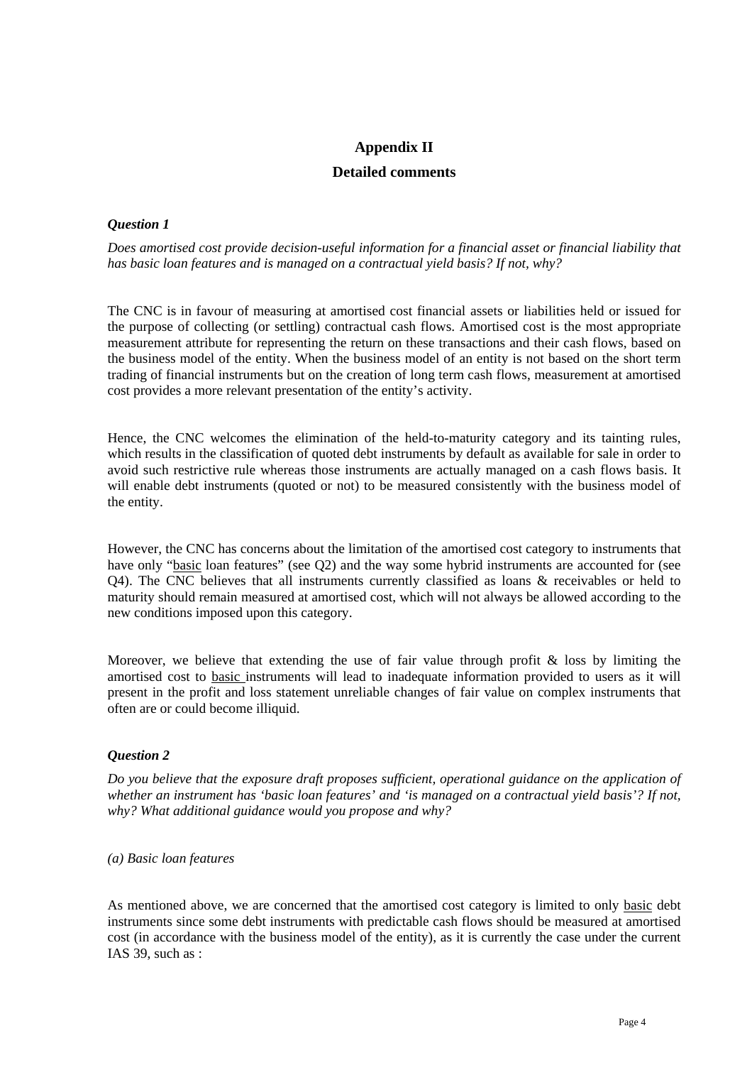# Appendix II

## Detailed comments

### *Question 1*

*Does amortised cost provide decision-useful information for a financial asset or financial liability that has basic loan features and is managed on a contractual yield basis? If not, why?*

The CNC is in favour of measuring at amortised cost financial assets or liabilities held or issued for the purpose of collecting (or settling) contractual cash flows. Amortised cost is the most appropriate measurement attribute for representing the return on these transactions and their cash flows, based on the business model of the entity. When the business model of an entity is not based on the short term trading of financial instruments but on the creation of long term cash flows, measurement at amortised cost provides a more relevant presentation of the entity's activity.

Hence, the CNC welcomes the elimination of the held-to-maturity category and its tainting rules, which results in the classification of quoted debt instruments by default as available for sale in order to avoid such restrictive rule whereas those instruments are actually managed on a cash flows basis. It will enable debt instruments (quoted or not) to be measured consistently with the business model of the entity.

However, the CNC has concerns about the limitation of the amortised cost category to instruments that have only "basic loan features" (see Q2) and the way some hybrid instruments are accounted for (see Q4). The CNC believes that all instruments currently classified as loans & receivables or held to maturity should remain measured at amortised cost, which will not always be allowed according to the new conditions imposed upon this category.

Moreover, we believe that extending the use of fair value through profit & loss by limiting the amortised cost to basic instruments will lead to inadequate information provided to users as it will present in the profit and loss statement unreliable changes of fair value on complex instruments that often are or could become illiquid.

### *Question 2*

*Do you believe that the exposure draft proposes sufficient, operational guidance on the application of whether an instrument has 'basic loan features' and 'is managed on a contractual yield basis'? If not, why? What additional guidance would you propose and why?*

*(a) Basic loan features*

As mentioned above, we are concerned that the amortised cost category is limited to only basic debt instruments since some debt instruments with predictable cash flows should be measured at amortised cost (in accordance with the business model of the entity), as it is currently the case under the current IAS 39, such as :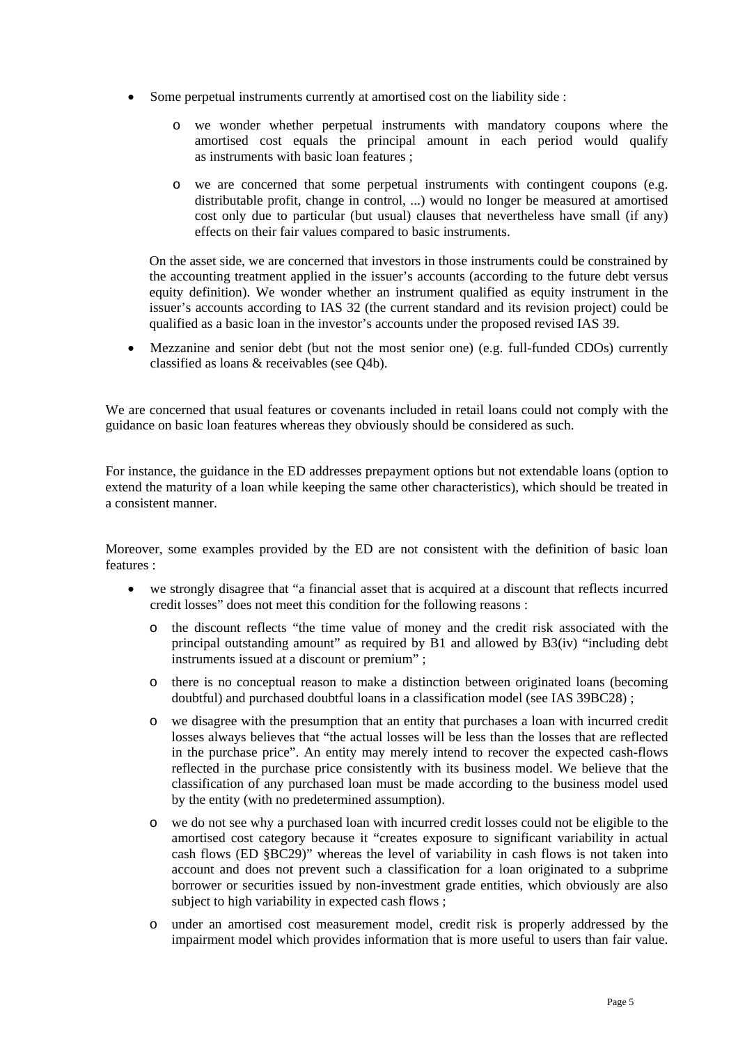- Some perpetual instruments currently at amortised cost on the liability side :
  - we wonder whether perpetual instruments with mandatory coupons where the amortised cost equals the principal amount in each period would qualify as instruments with basic loan features ;
  - we are concerned that some perpetual instruments with contingent coupons (e.g. distributable profit, change in control, ...) would no longer be measured at amortised cost only due to particular (but usual) clauses that nevertheless have small (if any) effects on their fair values compared to basic instruments.

  On the asset side, we are concerned that investors in those instruments could be constrained by the accounting treatment applied in the issuer's accounts (according to the future debt versus equity definition). We wonder whether an instrument qualified as equity instrument in the issuer's accounts according to IAS 32 (the current standard and its revision project) could be qualified as a basic loan in the investor's accounts under the proposed revised IAS 39.

- Mezzanine and senior debt (but not the most senior one) (e.g. full-funded CDOs) currently classified as loans & receivables (see Q4b).

We are concerned that usual features or covenants included in retail loans could not comply with the guidance on basic loan features whereas they obviously should be considered as such.

For instance, the guidance in the ED addresses prepayment options but not extendable loans (option to extend the maturity of a loan while keeping the same other characteristics), which should be treated in a consistent manner.

Moreover, some examples provided by the ED are not consistent with the definition of basic loan features :

- we strongly disagree that "a financial asset that is acquired at a discount that reflects incurred credit losses" does not meet this condition for the following reasons :
  - the discount reflects "the time value of money and the credit risk associated with the principal outstanding amount" as required by B1 and allowed by B3(iv) "including debt instruments issued at a discount or premium" ;
  - there is no conceptual reason to make a distinction between originated loans (becoming doubtful) and purchased doubtful loans in a classification model (see IAS 39BC28) ;
  - we disagree with the presumption that an entity that purchases a loan with incurred credit losses always believes that "the actual losses will be less than the losses that are reflected in the purchase price". An entity may merely intend to recover the expected cash-flows reflected in the purchase price consistently with its business model. We believe that the classification of any purchased loan must be made according to the business model used by the entity (with no predetermined assumption).
  - we do not see why a purchased loan with incurred credit losses could not be eligible to the amortised cost category because it "creates exposure to significant variability in actual cash flows (ED §BC29)" whereas the level of variability in cash flows is not taken into account and does not prevent such a classification for a loan originated to a subprime borrower or securities issued by non-investment grade entities, which obviously are also subject to high variability in expected cash flows ;
  - under an amortised cost measurement model, credit risk is properly addressed by the impairment model which provides information that is more useful to users than fair value.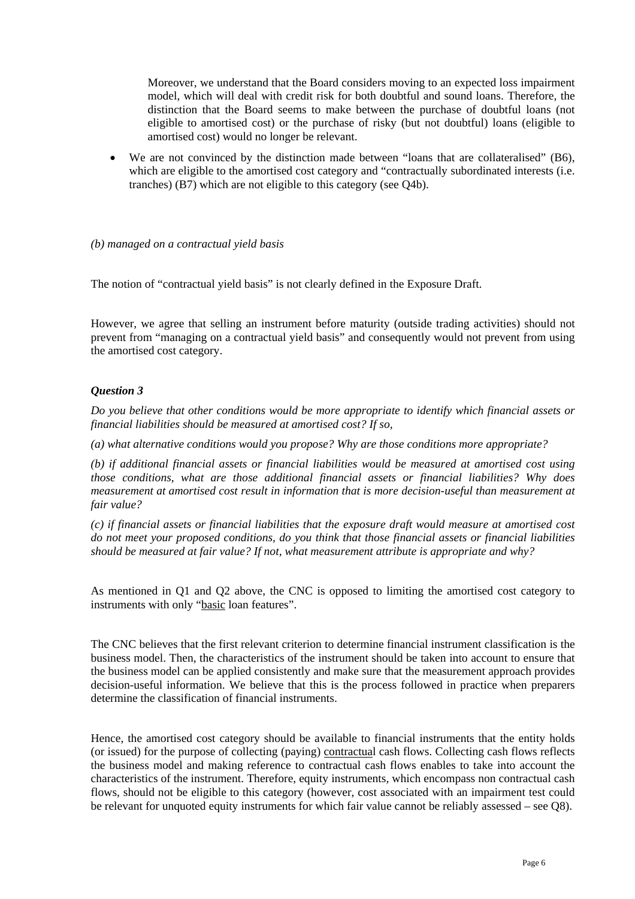Moreover, we understand that the Board considers moving to an expected loss impairment model, which will deal with credit risk for both doubtful and sound loans. Therefore, the distinction that the Board seems to make between the purchase of doubtful loans (not eligible to amortised cost) or the purchase of risky (but not doubtful) loans (eligible to amortised cost) would no longer be relevant.

- We are not convinced by the distinction made between "loans that are collateralised" (B6), which are eligible to the amortised cost category and "contractually subordinated interests (i.e. tranches) (B7) which are not eligible to this category (see Q4b).

*(b) managed on a contractual yield basis*

The notion of "contractual yield basis" is not clearly defined in the Exposure Draft.

However, we agree that selling an instrument before maturity (outside trading activities) should not prevent from "managing on a contractual yield basis" and consequently would not prevent from using the amortised cost category.

***Question 3***

*Do you believe that other conditions would be more appropriate to identify which financial assets or financial liabilities should be measured at amortised cost? If so,*

*(a) what alternative conditions would you propose? Why are those conditions more appropriate?*

*(b) if additional financial assets or financial liabilities would be measured at amortised cost using those conditions, what are those additional financial assets or financial liabilities? Why does measurement at amortised cost result in information that is more decision-useful than measurement at fair value?*

*(c) if financial assets or financial liabilities that the exposure draft would measure at amortised cost do not meet your proposed conditions, do you think that those financial assets or financial liabilities should be measured at fair value? If not, what measurement attribute is appropriate and why?*

As mentioned in Q1 and Q2 above, the CNC is opposed to limiting the amortised cost category to instruments with only "basic loan features".

The CNC believes that the first relevant criterion to determine financial instrument classification is the business model. Then, the characteristics of the instrument should be taken into account to ensure that the business model can be applied consistently and make sure that the measurement approach provides decision-useful information. We believe that this is the process followed in practice when preparers determine the classification of financial instruments.

Hence, the amortised cost category should be available to financial instruments that the entity holds (or issued) for the purpose of collecting (paying) contractual cash flows. Collecting cash flows reflects the business model and making reference to contractual cash flows enables to take into account the characteristics of the instrument. Therefore, equity instruments, which encompass non contractual cash flows, should not be eligible to this category (however, cost associated with an impairment test could be relevant for unquoted equity instruments for which fair value cannot be reliably assessed – see Q8).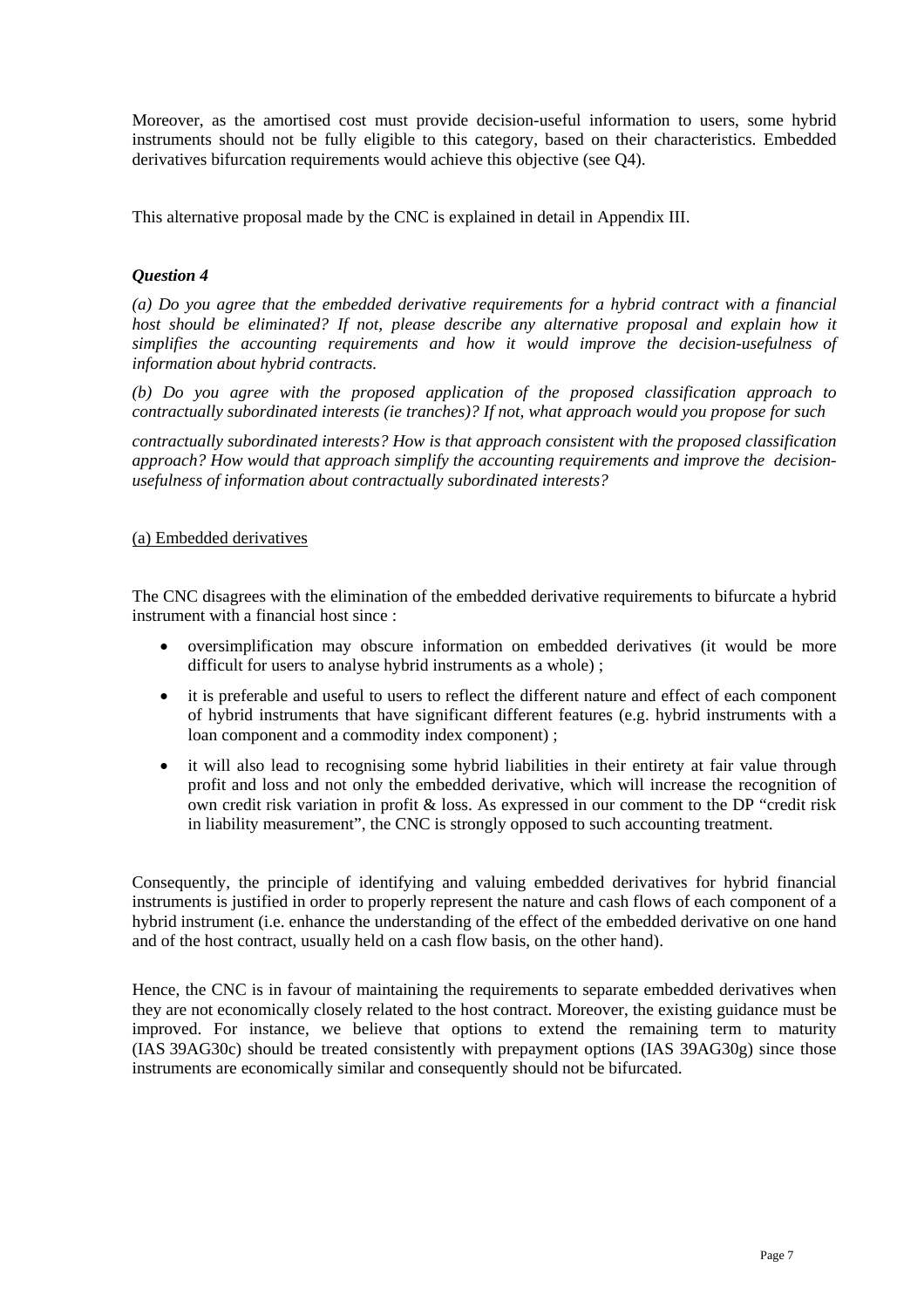Moreover, as the amortised cost must provide decision-useful information to users, some hybrid instruments should not be fully eligible to this category, based on their characteristics. Embedded derivatives bifurcation requirements would achieve this objective (see Q4).

This alternative proposal made by the CNC is explained in detail in Appendix III.

### *Question 4*

*(a) Do you agree that the embedded derivative requirements for a hybrid contract with a financial host should be eliminated? If not, please describe any alternative proposal and explain how it simplifies the accounting requirements and how it would improve the decision-usefulness of information about hybrid contracts.*

*(b) Do you agree with the proposed application of the proposed classification approach to contractually subordinated interests (ie tranches)? If not, what approach would you propose for such contractually subordinated interests? How is that approach consistent with the proposed classification approach? How would that approach simplify the accounting requirements and improve the decision-usefulness of information about contractually subordinated interests?*

<u>(a) Embedded derivatives</u>

The CNC disagrees with the elimination of the embedded derivative requirements to bifurcate a hybrid instrument with a financial host since :

- oversimplification may obscure information on embedded derivatives (it would be more difficult for users to analyse hybrid instruments as a whole) ;
- it is preferable and useful to users to reflect the different nature and effect of each component of hybrid instruments that have significant different features (e.g. hybrid instruments with a loan component and a commodity index component) ;
- it will also lead to recognising some hybrid liabilities in their entirety at fair value through profit and loss and not only the embedded derivative, which will increase the recognition of own credit risk variation in profit & loss. As expressed in our comment to the DP "credit risk in liability measurement", the CNC is strongly opposed to such accounting treatment.

Consequently, the principle of identifying and valuing embedded derivatives for hybrid financial instruments is justified in order to properly represent the nature and cash flows of each component of a hybrid instrument (i.e. enhance the understanding of the effect of the embedded derivative on one hand and of the host contract, usually held on a cash flow basis, on the other hand).

Hence, the CNC is in favour of maintaining the requirements to separate embedded derivatives when they are not economically closely related to the host contract. Moreover, the existing guidance must be improved. For instance, we believe that options to extend the remaining term to maturity (IAS 39AG30c) should be treated consistently with prepayment options (IAS 39AG30g) since those instruments are economically similar and consequently should not be bifurcated.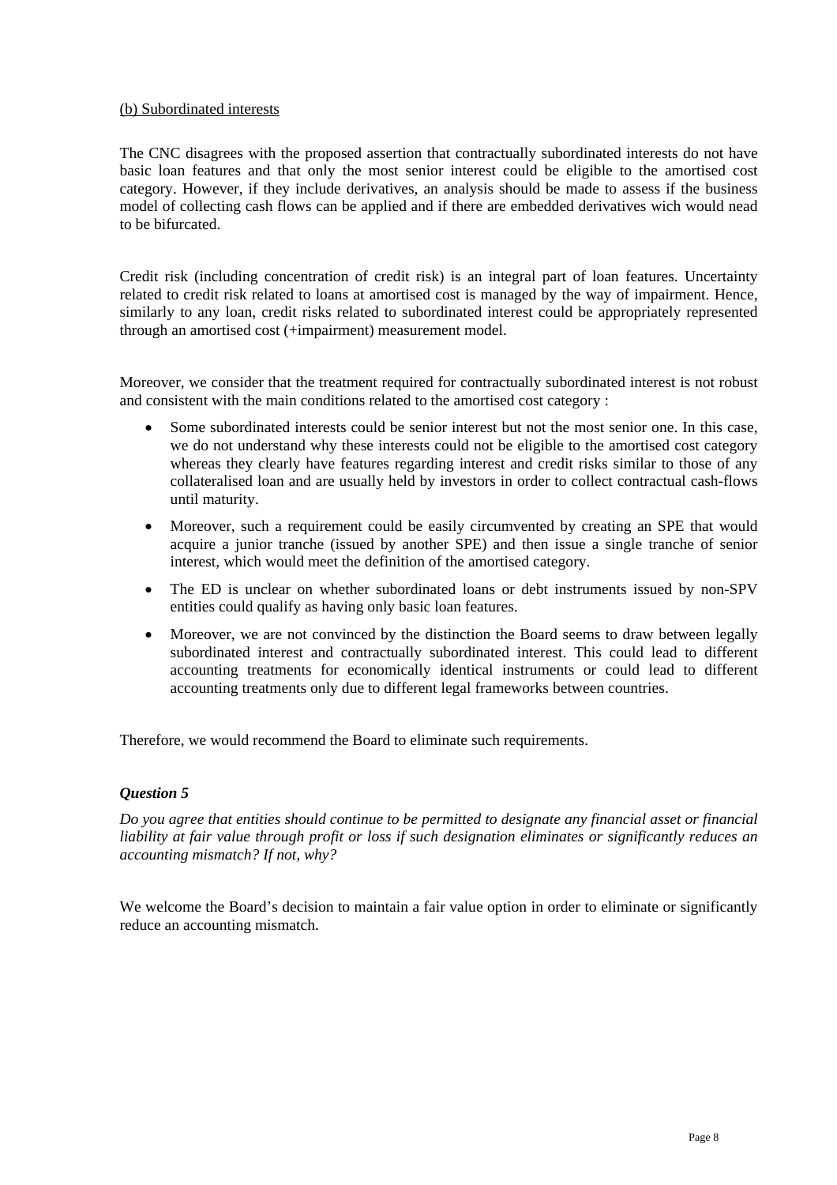(b) Subordinated interests

The CNC disagrees with the proposed assertion that contractually subordinated interests do not have basic loan features and that only the most senior interest could be eligible to the amortised cost category. However, if they include derivatives, an analysis should be made to assess if the business model of collecting cash flows can be applied and if there are embedded derivatives wich would nead to be bifurcated.

Credit risk (including concentration of credit risk) is an integral part of loan features. Uncertainty related to credit risk related to loans at amortised cost is managed by the way of impairment. Hence, similarly to any loan, credit risks related to subordinated interest could be appropriately represented through an amortised cost (+impairment) measurement model.

Moreover, we consider that the treatment required for contractually subordinated interest is not robust and consistent with the main conditions related to the amortised cost category :

- Some subordinated interests could be senior interest but not the most senior one. In this case, we do not understand why these interests could not be eligible to the amortised cost category whereas they clearly have features regarding interest and credit risks similar to those of any collateralised loan and are usually held by investors in order to collect contractual cash-flows until maturity.
- Moreover, such a requirement could be easily circumvented by creating an SPE that would acquire a junior tranche (issued by another SPE) and then issue a single tranche of senior interest, which would meet the definition of the amortised category.
- The ED is unclear on whether subordinated loans or debt instruments issued by non-SPV entities could qualify as having only basic loan features.
- Moreover, we are not convinced by the distinction the Board seems to draw between legally subordinated interest and contractually subordinated interest. This could lead to different accounting treatments for economically identical instruments or could lead to different accounting treatments only due to different legal frameworks between countries.

Therefore, we would recommend the Board to eliminate such requirements.

***Question 5***

*Do you agree that entities should continue to be permitted to designate any financial asset or financial liability at fair value through profit or loss if such designation eliminates or significantly reduces an accounting mismatch? If not, why?*

We welcome the Board's decision to maintain a fair value option in order to eliminate or significantly reduce an accounting mismatch.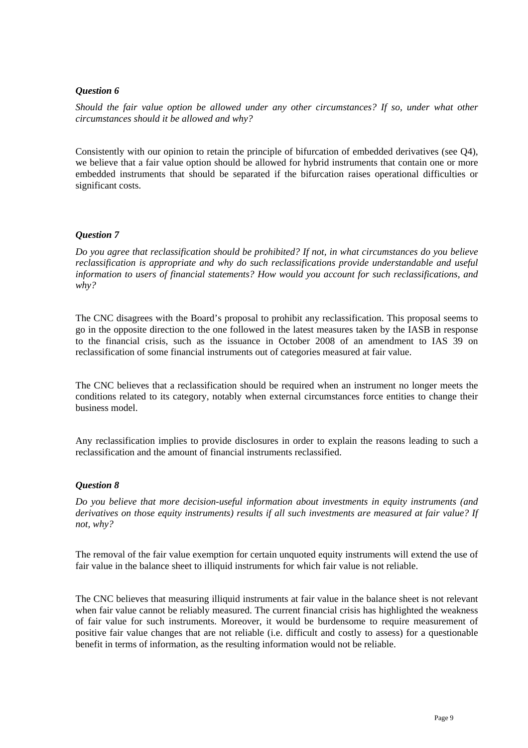***Question 6***

*Should the fair value option be allowed under any other circumstances? If so, under what other circumstances should it be allowed and why?*

Consistently with our opinion to retain the principle of bifurcation of embedded derivatives (see Q4), we believe that a fair value option should be allowed for hybrid instruments that contain one or more embedded instruments that should be separated if the bifurcation raises operational difficulties or significant costs.

***Question 7***

*Do you agree that reclassification should be prohibited? If not, in what circumstances do you believe reclassification is appropriate and why do such reclassifications provide understandable and useful information to users of financial statements? How would you account for such reclassifications, and why?*

The CNC disagrees with the Board's proposal to prohibit any reclassification. This proposal seems to go in the opposite direction to the one followed in the latest measures taken by the IASB in response to the financial crisis, such as the issuance in October 2008 of an amendment to IAS 39 on reclassification of some financial instruments out of categories measured at fair value.

The CNC believes that a reclassification should be required when an instrument no longer meets the conditions related to its category, notably when external circumstances force entities to change their business model.

Any reclassification implies to provide disclosures in order to explain the reasons leading to such a reclassification and the amount of financial instruments reclassified.

***Question 8***

*Do you believe that more decision-useful information about investments in equity instruments (and derivatives on those equity instruments) results if all such investments are measured at fair value? If not, why?*

The removal of the fair value exemption for certain unquoted equity instruments will extend the use of fair value in the balance sheet to illiquid instruments for which fair value is not reliable.

The CNC believes that measuring illiquid instruments at fair value in the balance sheet is not relevant when fair value cannot be reliably measured. The current financial crisis has highlighted the weakness of fair value for such instruments. Moreover, it would be burdensome to require measurement of positive fair value changes that are not reliable (i.e. difficult and costly to assess) for a questionable benefit in terms of information, as the resulting information would not be reliable.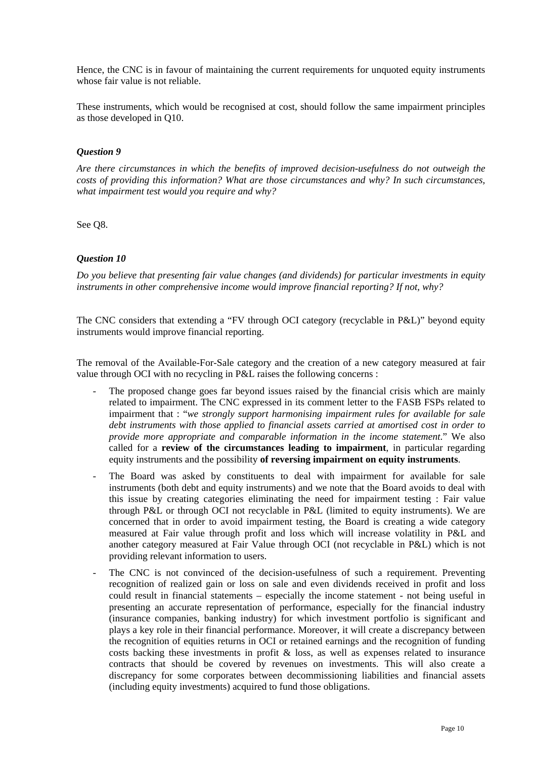Hence, the CNC is in favour of maintaining the current requirements for unquoted equity instruments whose fair value is not reliable.

These instruments, which would be recognised at cost, should follow the same impairment principles as those developed in Q10.

### *Question 9*

*Are there circumstances in which the benefits of improved decision-usefulness do not outweigh the costs of providing this information? What are those circumstances and why? In such circumstances, what impairment test would you require and why?*

See Q8.

### *Question 10*

*Do you believe that presenting fair value changes (and dividends) for particular investments in equity instruments in other comprehensive income would improve financial reporting? If not, why?*

The CNC considers that extending a "FV through OCI category (recyclable in P&L)" beyond equity instruments would improve financial reporting.

The removal of the Available-For-Sale category and the creation of a new category measured at fair value through OCI with no recycling in P&L raises the following concerns :

- The proposed change goes far beyond issues raised by the financial crisis which are mainly related to impairment. The CNC expressed in its comment letter to the FASB FSPs related to impairment that : "*we strongly support harmonising impairment rules for available for sale debt instruments with those applied to financial assets carried at amortised cost in order to provide more appropriate and comparable information in the income statement*." We also called for a **review of the circumstances leading to impairment**, in particular regarding equity instruments and the possibility **of reversing impairment on equity instruments**.
- The Board was asked by constituents to deal with impairment for available for sale instruments (both debt and equity instruments) and we note that the Board avoids to deal with this issue by creating categories eliminating the need for impairment testing : Fair value through P&L or through OCI not recyclable in P&L (limited to equity instruments). We are concerned that in order to avoid impairment testing, the Board is creating a wide category measured at Fair value through profit and loss which will increase volatility in P&L and another category measured at Fair Value through OCI (not recyclable in P&L) which is not providing relevant information to users.
- The CNC is not convinced of the decision-usefulness of such a requirement. Preventing recognition of realized gain or loss on sale and even dividends received in profit and loss could result in financial statements – especially the income statement - not being useful in presenting an accurate representation of performance, especially for the financial industry (insurance companies, banking industry) for which investment portfolio is significant and plays a key role in their financial performance. Moreover, it will create a discrepancy between the recognition of equities returns in OCI or retained earnings and the recognition of funding costs backing these investments in profit & loss, as well as expenses related to insurance contracts that should be covered by revenues on investments. This will also create a discrepancy for some corporates between decommissioning liabilities and financial assets (including equity investments) acquired to fund those obligations.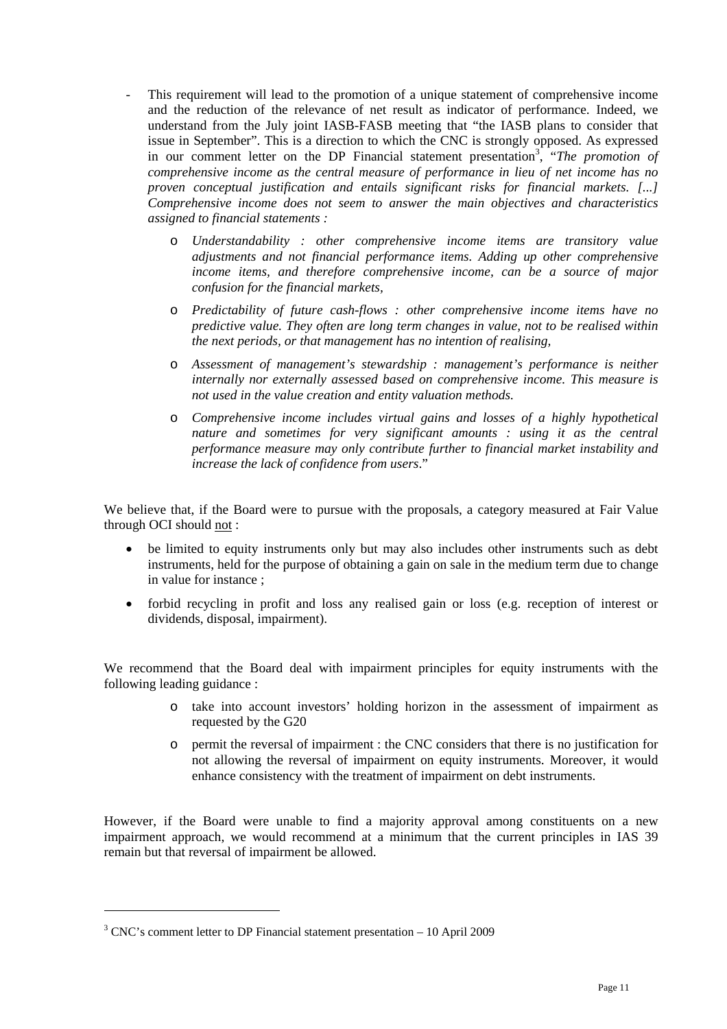- This requirement will lead to the promotion of a unique statement of comprehensive income and the reduction of the relevance of net result as indicator of performance. Indeed, we understand from the July joint IASB-FASB meeting that "the IASB plans to consider that issue in September". This is a direction to which the CNC is strongly opposed. As expressed in our comment letter on the DP Financial statement presentation[3], "*The promotion of comprehensive income as the central measure of performance in lieu of net income has no proven conceptual justification and entails significant risks for financial markets. [...] Comprehensive income does not seem to answer the main objectives and characteristics assigned to financial statements :*

    - *Understandability : other comprehensive income items are transitory value adjustments and not financial performance items. Adding up other comprehensive income items, and therefore comprehensive income, can be a source of major confusion for the financial markets,*
    - *Predictability of future cash-flows : other comprehensive income items have no predictive value. They often are long term changes in value, not to be realised within the next periods, or that management has no intention of realising,*
    - *Assessment of management's stewardship : management's performance is neither internally nor externally assessed based on comprehensive income. This measure is not used in the value creation and entity valuation methods.*
    - *Comprehensive income includes virtual gains and losses of a highly hypothetical nature and sometimes for very significant amounts : using it as the central performance measure may only contribute further to financial market instability and increase the lack of confidence from users.*"

We believe that, if the Board were to pursue with the proposals, a category measured at Fair Value through OCI should <u>not</u> :

- be limited to equity instruments only but may also includes other instruments such as debt instruments, held for the purpose of obtaining a gain on sale in the medium term due to change in value for instance ;
- forbid recycling in profit and loss any realised gain or loss (e.g. reception of interest or dividends, disposal, impairment).

We recommend that the Board deal with impairment principles for equity instruments with the following leading guidance :

- take into account investors' holding horizon in the assessment of impairment as requested by the G20
- permit the reversal of impairment : the CNC considers that there is no justification for not allowing the reversal of impairment on equity instruments. Moreover, it would enhance consistency with the treatment of impairment on debt instruments.

However, if the Board were unable to find a majority approval among constituents on a new impairment approach, we would recommend at a minimum that the current principles in IAS 39 remain but that reversal of impairment be allowed.

[3] CNC's comment letter to DP Financial statement presentation – 10 April 2009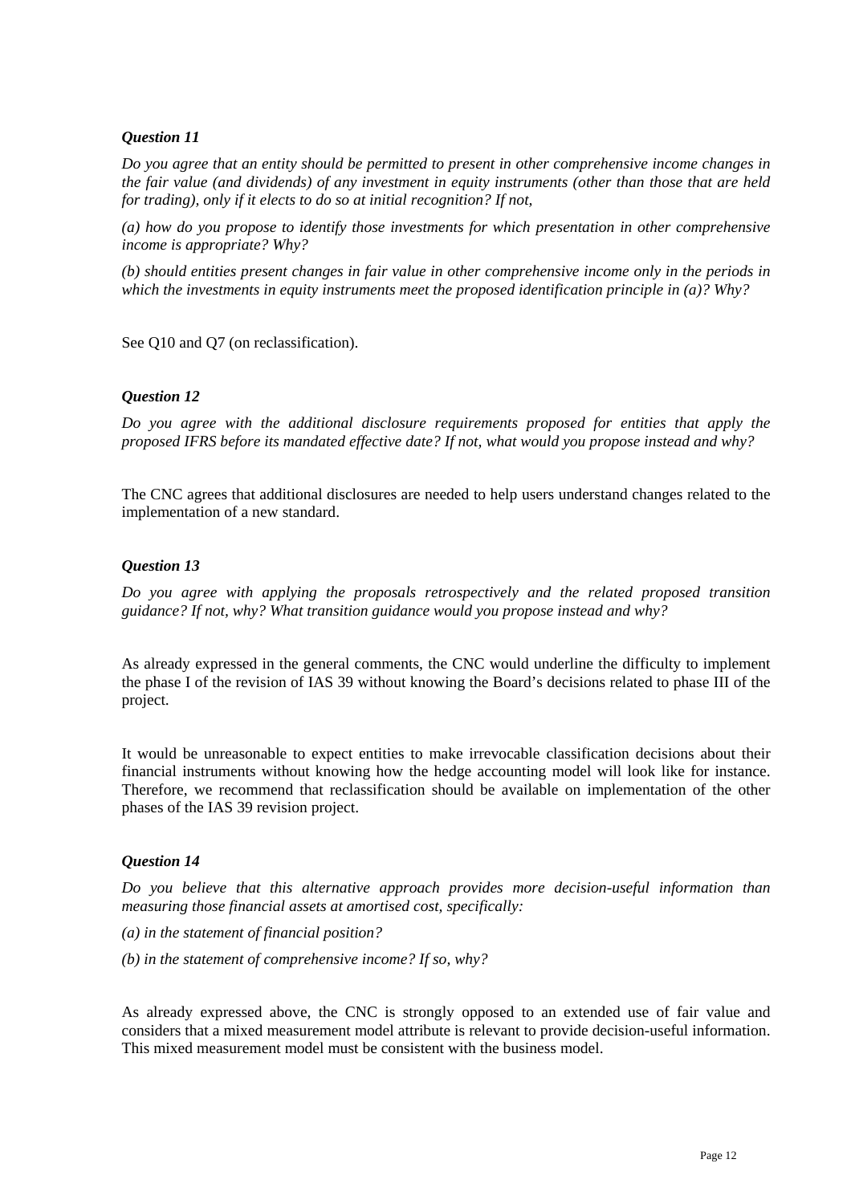***Question 11***

*Do you agree that an entity should be permitted to present in other comprehensive income changes in the fair value (and dividends) of any investment in equity instruments (other than those that are held for trading), only if it elects to do so at initial recognition? If not,*

*(a) how do you propose to identify those investments for which presentation in other comprehensive income is appropriate? Why?*

*(b) should entities present changes in fair value in other comprehensive income only in the periods in which the investments in equity instruments meet the proposed identification principle in (a)? Why?*

See Q10 and Q7 (on reclassification).

***Question 12***

*Do you agree with the additional disclosure requirements proposed for entities that apply the proposed IFRS before its mandated effective date? If not, what would you propose instead and why?*

The CNC agrees that additional disclosures are needed to help users understand changes related to the implementation of a new standard.

***Question 13***

*Do you agree with applying the proposals retrospectively and the related proposed transition guidance? If not, why? What transition guidance would you propose instead and why?*

As already expressed in the general comments, the CNC would underline the difficulty to implement the phase I of the revision of IAS 39 without knowing the Board's decisions related to phase III of the project.

It would be unreasonable to expect entities to make irrevocable classification decisions about their financial instruments without knowing how the hedge accounting model will look like for instance. Therefore, we recommend that reclassification should be available on implementation of the other phases of the IAS 39 revision project.

***Question 14***

*Do you believe that this alternative approach provides more decision-useful information than measuring those financial assets at amortised cost, specifically:*

*(a) in the statement of financial position?*

*(b) in the statement of comprehensive income? If so, why?*

As already expressed above, the CNC is strongly opposed to an extended use of fair value and considers that a mixed measurement model attribute is relevant to provide decision-useful information. This mixed measurement model must be consistent with the business model.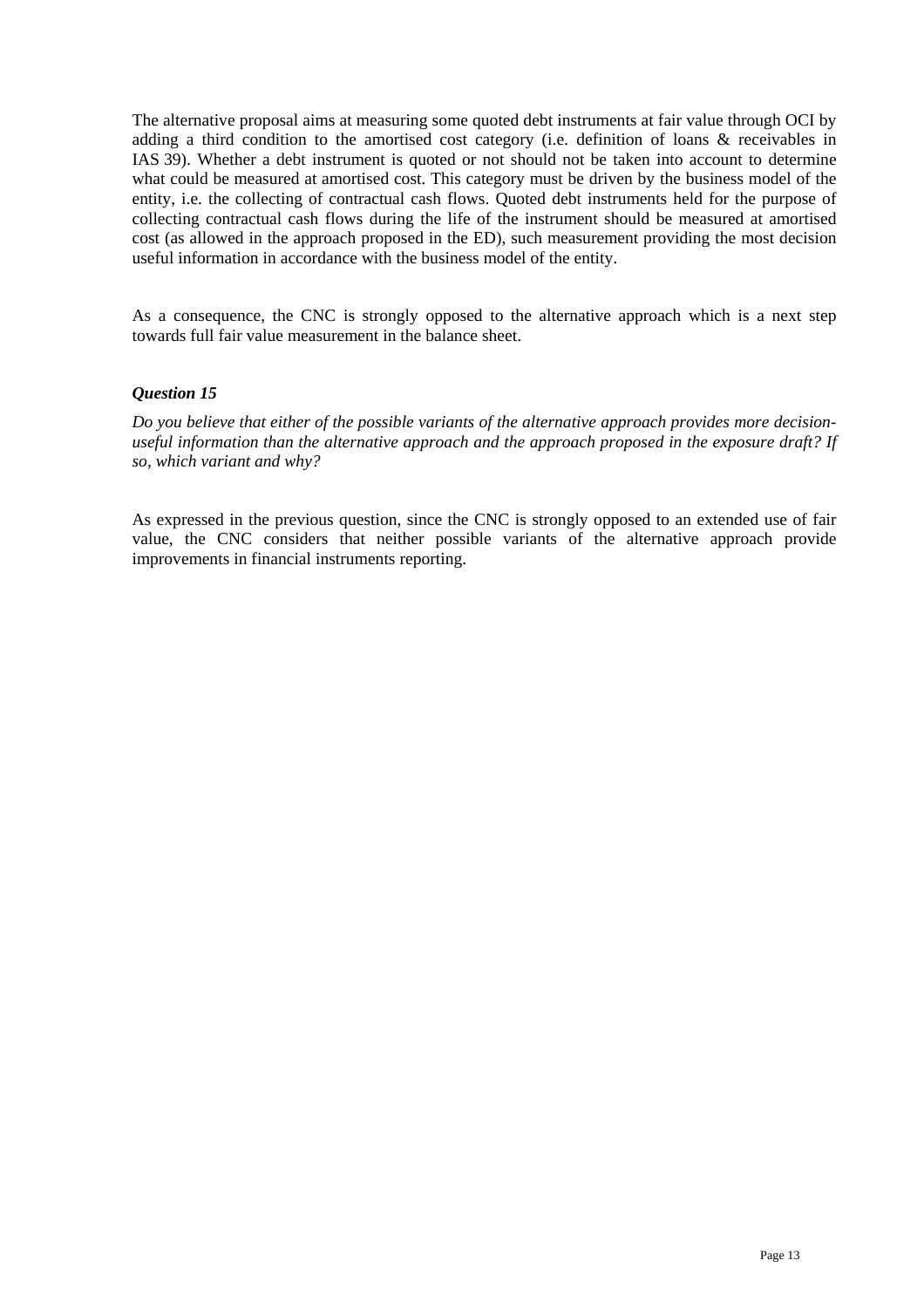The alternative proposal aims at measuring some quoted debt instruments at fair value through OCI by adding a third condition to the amortised cost category (i.e. definition of loans & receivables in IAS 39). Whether a debt instrument is quoted or not should not be taken into account to determine what could be measured at amortised cost. This category must be driven by the business model of the entity, i.e. the collecting of contractual cash flows. Quoted debt instruments held for the purpose of collecting contractual cash flows during the life of the instrument should be measured at amortised cost (as allowed in the approach proposed in the ED), such measurement providing the most decision useful information in accordance with the business model of the entity.

As a consequence, the CNC is strongly opposed to the alternative approach which is a next step towards full fair value measurement in the balance sheet.

### *Question 15*

*Do you believe that either of the possible variants of the alternative approach provides more decision-useful information than the alternative approach and the approach proposed in the exposure draft? If so, which variant and why?*

As expressed in the previous question, since the CNC is strongly opposed to an extended use of fair value, the CNC considers that neither possible variants of the alternative approach provide improvements in financial instruments reporting.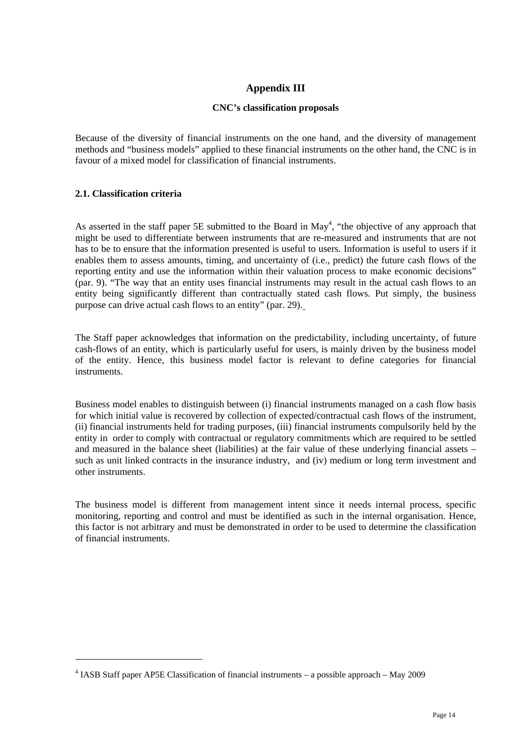# Appendix III

## CNC's classification proposals

Because of the diversity of financial instruments on the one hand, and the diversity of management methods and "business models" applied to these financial instruments on the other hand, the CNC is in favour of a mixed model for classification of financial instruments.

### 2.1. Classification criteria

As asserted in the staff paper 5E submitted to the Board in May[4], "the objective of any approach that might be used to differentiate between instruments that are re-measured and instruments that are not has to be to ensure that the information presented is useful to users. Information is useful to users if it enables them to assess amounts, timing, and uncertainty of (i.e., predict) the future cash flows of the reporting entity and use the information within their valuation process to make economic decisions" (par. 9). "The way that an entity uses financial instruments may result in the actual cash flows to an entity being significantly different than contractually stated cash flows. Put simply, the business purpose can drive actual cash flows to an entity" (par. 29).

The Staff paper acknowledges that information on the predictability, including uncertainty, of future cash-flows of an entity, which is particularly useful for users, is mainly driven by the business model of the entity. Hence, this business model factor is relevant to define categories for financial instruments.

Business model enables to distinguish between (i) financial instruments managed on a cash flow basis for which initial value is recovered by collection of expected/contractual cash flows of the instrument, (ii) financial instruments held for trading purposes, (iii) financial instruments compulsorily held by the entity in order to comply with contractual or regulatory commitments which are required to be settled and measured in the balance sheet (liabilities) at the fair value of these underlying financial assets – such as unit linked contracts in the insurance industry, and (iv) medium or long term investment and other instruments.

The business model is different from management intent since it needs internal process, specific monitoring, reporting and control and must be identified as such in the internal organisation. Hence, this factor is not arbitrary and must be demonstrated in order to be used to determine the classification of financial instruments.

---

[4] IASB Staff paper AP5E Classification of financial instruments – a possible approach – May 2009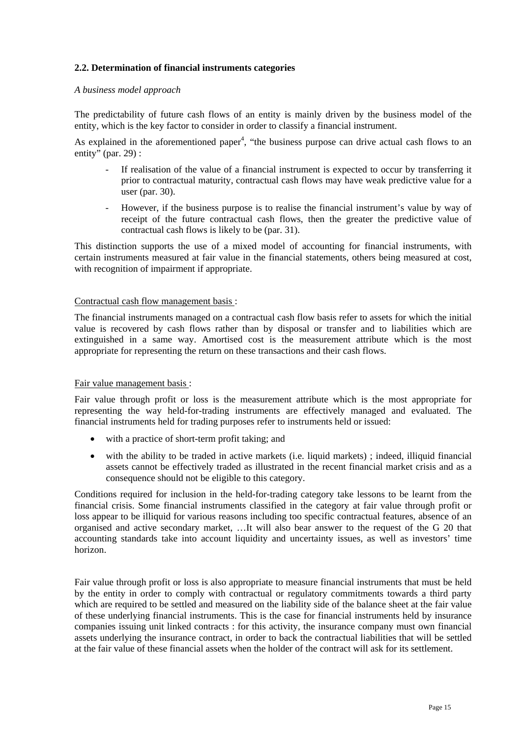### 2.2. Determination of financial instruments categories

*A business model approach*

The predictability of future cash flows of an entity is mainly driven by the business model of the entity, which is the key factor to consider in order to classify a financial instrument.

As explained in the aforementioned paper[4], "the business purpose can drive actual cash flows to an entity" (par. 29) :

- If realisation of the value of a financial instrument is expected to occur by transferring it prior to contractual maturity, contractual cash flows may have weak predictive value for a user (par. 30).
- However, if the business purpose is to realise the financial instrument's value by way of receipt of the future contractual cash flows, then the greater the predictive value of contractual cash flows is likely to be (par. 31).

This distinction supports the use of a mixed model of accounting for financial instruments, with certain instruments measured at fair value in the financial statements, others being measured at cost, with recognition of impairment if appropriate.

<u>Contractual cash flow management basis</u> :

The financial instruments managed on a contractual cash flow basis refer to assets for which the initial value is recovered by cash flows rather than by disposal or transfer and to liabilities which are extinguished in a same way. Amortised cost is the measurement attribute which is the most appropriate for representing the return on these transactions and their cash flows.

<u>Fair value management basis</u> :

Fair value through profit or loss is the measurement attribute which is the most appropriate for representing the way held-for-trading instruments are effectively managed and evaluated. The financial instruments held for trading purposes refer to instruments held or issued:

- with a practice of short-term profit taking; and
- with the ability to be traded in active markets (i.e. liquid markets) ; indeed, illiquid financial assets cannot be effectively traded as illustrated in the recent financial market crisis and as a consequence should not be eligible to this category.

Conditions required for inclusion in the held-for-trading category take lessons to be learnt from the financial crisis. Some financial instruments classified in the category at fair value through profit or loss appear to be illiquid for various reasons including too specific contractual features, absence of an organised and active secondary market, …It will also bear answer to the request of the G 20 that accounting standards take into account liquidity and uncertainty issues, as well as investors' time horizon.

Fair value through profit or loss is also appropriate to measure financial instruments that must be held by the entity in order to comply with contractual or regulatory commitments towards a third party which are required to be settled and measured on the liability side of the balance sheet at the fair value of these underlying financial instruments. This is the case for financial instruments held by insurance companies issuing unit linked contracts : for this activity, the insurance company must own financial assets underlying the insurance contract, in order to back the contractual liabilities that will be settled at the fair value of these financial assets when the holder of the contract will ask for its settlement.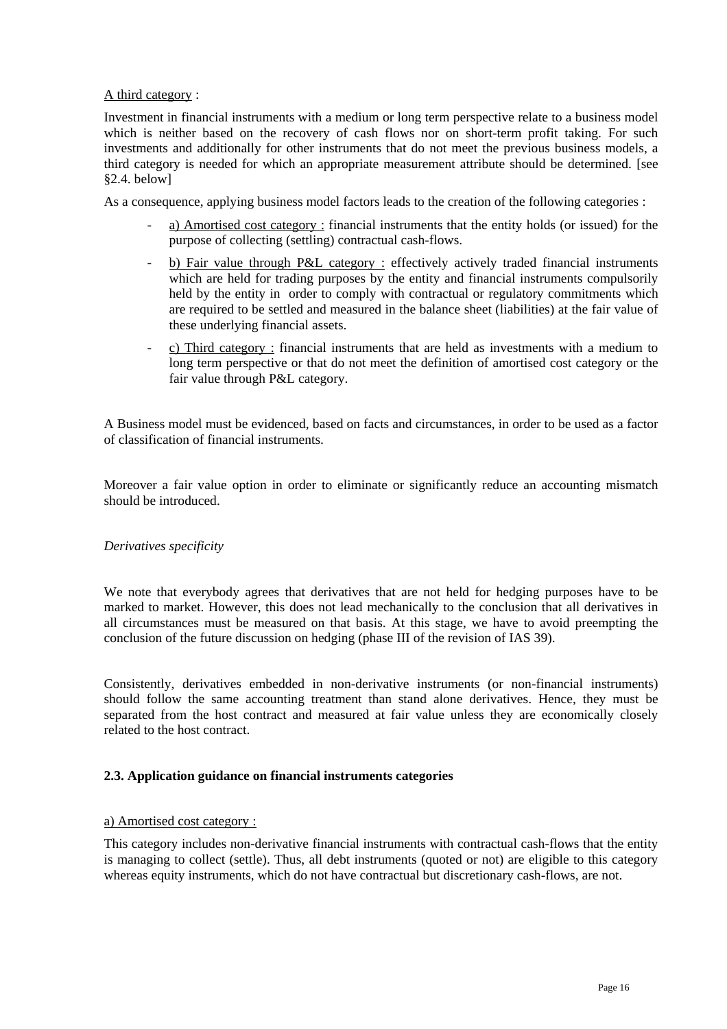A third category :

Investment in financial instruments with a medium or long term perspective relate to a business model which is neither based on the recovery of cash flows nor on short-term profit taking. For such investments and additionally for other instruments that do not meet the previous business models, a third category is needed for which an appropriate measurement attribute should be determined. [see §2.4. below]

As a consequence, applying business model factors leads to the creation of the following categories :

- a) Amortised cost category : financial instruments that the entity holds (or issued) for the purpose of collecting (settling) contractual cash-flows.
- b) Fair value through P&L category : effectively actively traded financial instruments which are held for trading purposes by the entity and financial instruments compulsorily held by the entity in order to comply with contractual or regulatory commitments which are required to be settled and measured in the balance sheet (liabilities) at the fair value of these underlying financial assets.
- c) Third category : financial instruments that are held as investments with a medium to long term perspective or that do not meet the definition of amortised cost category or the fair value through P&L category.

A Business model must be evidenced, based on facts and circumstances, in order to be used as a factor of classification of financial instruments.

Moreover a fair value option in order to eliminate or significantly reduce an accounting mismatch should be introduced.

*Derivatives specificity*

We note that everybody agrees that derivatives that are not held for hedging purposes have to be marked to market. However, this does not lead mechanically to the conclusion that all derivatives in all circumstances must be measured on that basis. At this stage, we have to avoid preempting the conclusion of the future discussion on hedging (phase III of the revision of IAS 39).

Consistently, derivatives embedded in non-derivative instruments (or non-financial instruments) should follow the same accounting treatment than stand alone derivatives. Hence, they must be separated from the host contract and measured at fair value unless they are economically closely related to the host contract.

### 2.3. Application guidance on financial instruments categories

a) Amortised cost category :

This category includes non-derivative financial instruments with contractual cash-flows that the entity is managing to collect (settle). Thus, all debt instruments (quoted or not) are eligible to this category whereas equity instruments, which do not have contractual but discretionary cash-flows, are not.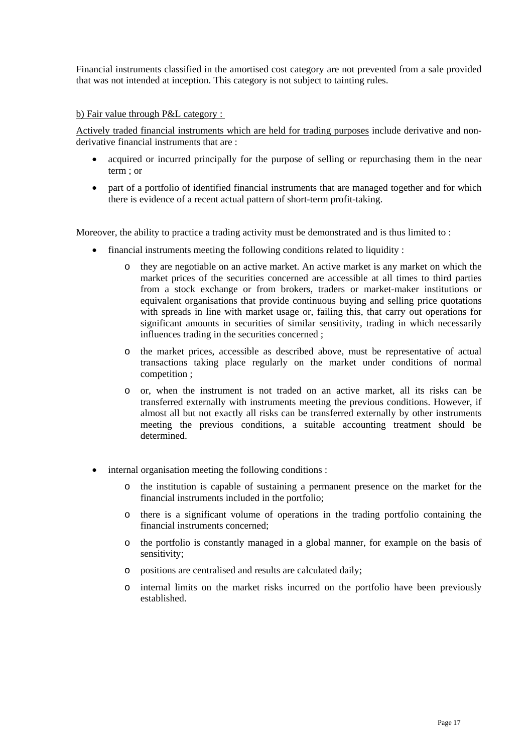Financial instruments classified in the amortised cost category are not prevented from a sale provided that was not intended at inception. This category is not subject to tainting rules.

b) Fair value through P&L category :

Actively traded financial instruments which are held for trading purposes include derivative and non-derivative financial instruments that are :

- acquired or incurred principally for the purpose of selling or repurchasing them in the near term ; or
- part of a portfolio of identified financial instruments that are managed together and for which there is evidence of a recent actual pattern of short-term profit-taking.

Moreover, the ability to practice a trading activity must be demonstrated and is thus limited to :

- financial instruments meeting the following conditions related to liquidity :
  - they are negotiable on an active market. An active market is any market on which the market prices of the securities concerned are accessible at all times to third parties from a stock exchange or from brokers, traders or market-maker institutions or equivalent organisations that provide continuous buying and selling price quotations with spreads in line with market usage or, failing this, that carry out operations for significant amounts in securities of similar sensitivity, trading in which necessarily influences trading in the securities concerned ;
  - the market prices, accessible as described above, must be representative of actual transactions taking place regularly on the market under conditions of normal competition ;
  - or, when the instrument is not traded on an active market, all its risks can be transferred externally with instruments meeting the previous conditions. However, if almost all but not exactly all risks can be transferred externally by other instruments meeting the previous conditions, a suitable accounting treatment should be determined.

- internal organisation meeting the following conditions :
  - the institution is capable of sustaining a permanent presence on the market for the financial instruments included in the portfolio;
  - there is a significant volume of operations in the trading portfolio containing the financial instruments concerned;
  - the portfolio is constantly managed in a global manner, for example on the basis of sensitivity;
  - positions are centralised and results are calculated daily;
  - internal limits on the market risks incurred on the portfolio have been previously established.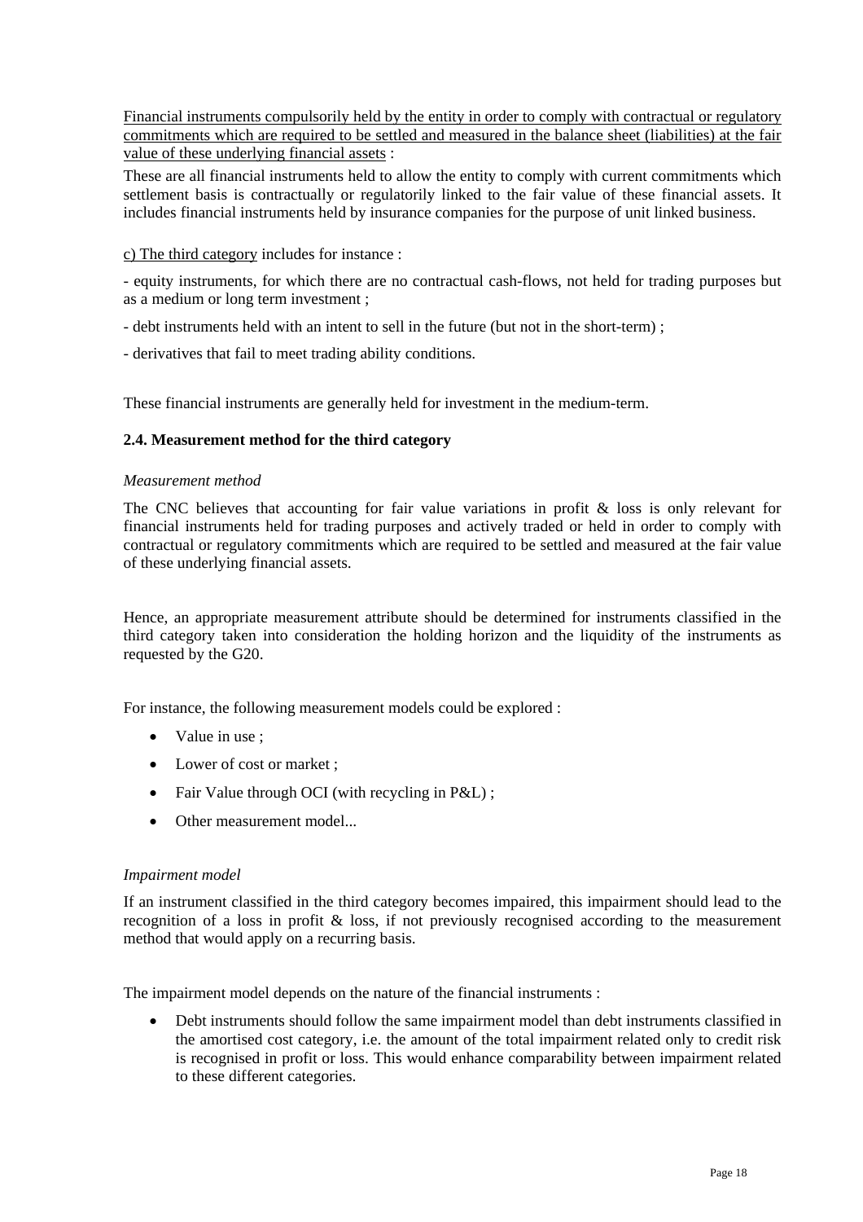Financial instruments compulsorily held by the entity in order to comply with contractual or regulatory commitments which are required to be settled and measured in the balance sheet (liabilities) at the fair value of these underlying financial assets :

These are all financial instruments held to allow the entity to comply with current commitments which settlement basis is contractually or regulatorily linked to the fair value of these financial assets. It includes financial instruments held by insurance companies for the purpose of unit linked business.

c) The third category includes for instance :

- equity instruments, for which there are no contractual cash-flows, not held for trading purposes but as a medium or long term investment ;

- debt instruments held with an intent to sell in the future (but not in the short-term) ;

- derivatives that fail to meet trading ability conditions.

These financial instruments are generally held for investment in the medium-term.

### 2.4. Measurement method for the third category

*Measurement method*

The CNC believes that accounting for fair value variations in profit & loss is only relevant for financial instruments held for trading purposes and actively traded or held in order to comply with contractual or regulatory commitments which are required to be settled and measured at the fair value of these underlying financial assets.

Hence, an appropriate measurement attribute should be determined for instruments classified in the third category taken into consideration the holding horizon and the liquidity of the instruments as requested by the G20.

For instance, the following measurement models could be explored :

- Value in use ;
- Lower of cost or market ;
- Fair Value through OCI (with recycling in P&L) ;
- Other measurement model...

*Impairment model*

If an instrument classified in the third category becomes impaired, this impairment should lead to the recognition of a loss in profit & loss, if not previously recognised according to the measurement method that would apply on a recurring basis.

The impairment model depends on the nature of the financial instruments :

- Debt instruments should follow the same impairment model than debt instruments classified in the amortised cost category, i.e. the amount of the total impairment related only to credit risk is recognised in profit or loss. This would enhance comparability between impairment related to these different categories.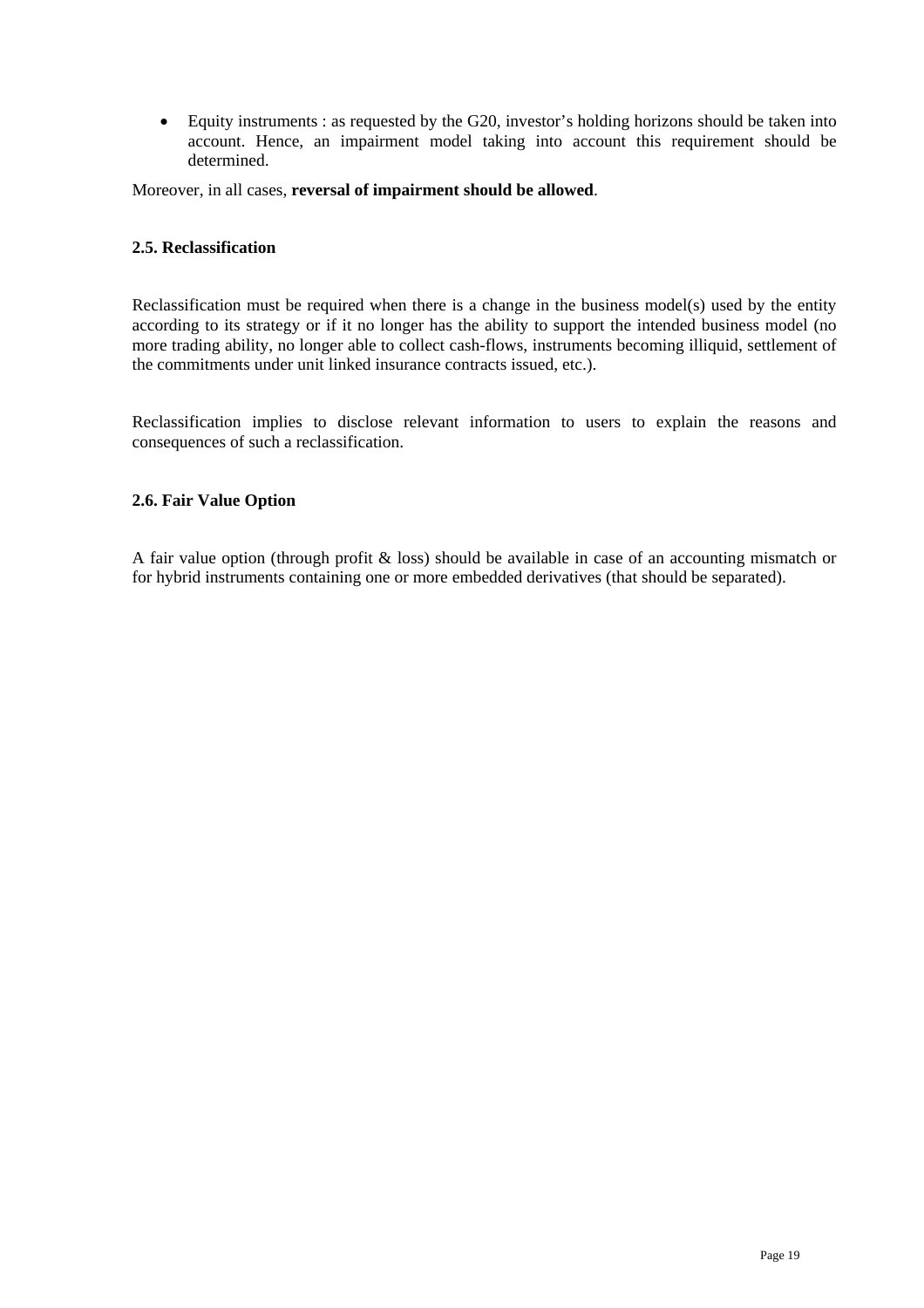- Equity instruments : as requested by the G20, investor's holding horizons should be taken into account. Hence, an impairment model taking into account this requirement should be determined.

Moreover, in all cases, **reversal of impairment should be allowed**.

### 2.5. Reclassification

Reclassification must be required when there is a change in the business model(s) used by the entity according to its strategy or if it no longer has the ability to support the intended business model (no more trading ability, no longer able to collect cash-flows, instruments becoming illiquid, settlement of the commitments under unit linked insurance contracts issued, etc.).

Reclassification implies to disclose relevant information to users to explain the reasons and consequences of such a reclassification.

### 2.6. Fair Value Option

A fair value option (through profit & loss) should be available in case of an accounting mismatch or for hybrid instruments containing one or more embedded derivatives (that should be separated).